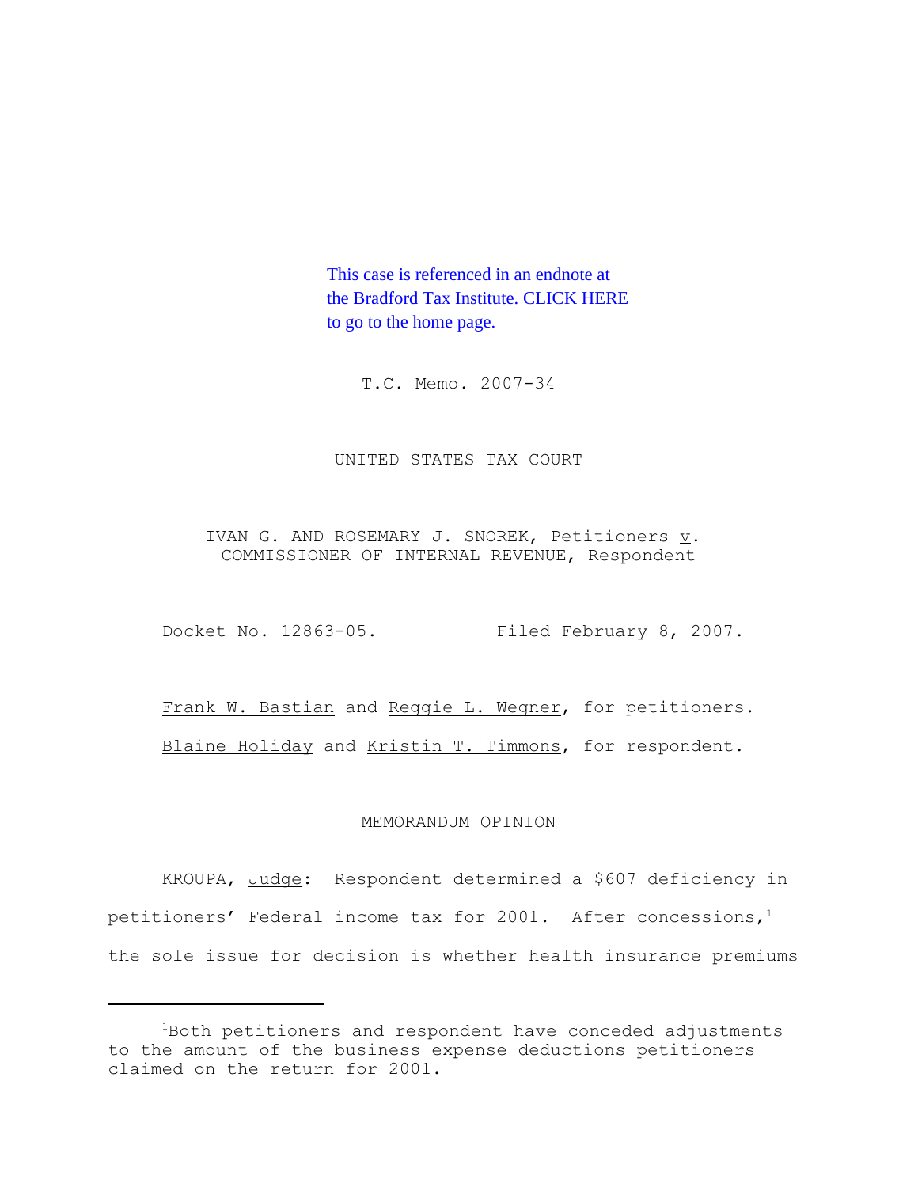This case is referenced in an endnote at the Bradford Tax Institute. CLICK HERE to go to the home page.

T.C. Memo. 2007-34

UNITED STATES TAX COURT

IVAN G. AND ROSEMARY J. SNOREK, Petitioners *v.* COMMISSIONER OF INTERNAL REVENUE, Respondent

Docket No. 12863-05. Filed February 8, 2007.

Frank W. Bastian and Reggie L. Wegner, for petitioners.

Blaine Holiday and Kristin T. Timmons, for respondent.

MEMORANDUM OPINION

KROUPA, *Judge*: Respondent determined a $607 deficiency in petitioners' Federal income tax for 2001. After concessions,[1] the sole issue for decision is whether health insurance premiums

---

[1]Both petitioners and respondent have conceded adjustments to the amount of the business expense deductions petitioners claimed on the return for 2001.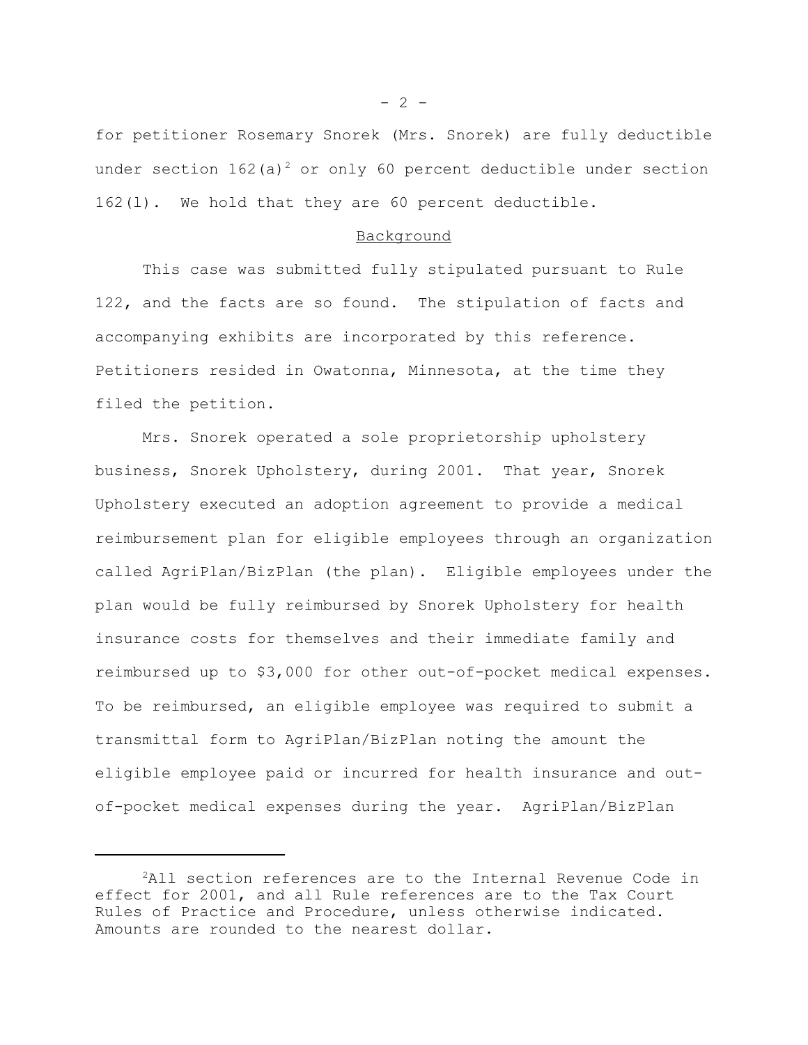for petitioner Rosemary Snorek (Mrs. Snorek) are fully deductible under section 162(a)[2] or only 60 percent deductible under section 162(l). We hold that they are 60 percent deductible.

## Background

This case was submitted fully stipulated pursuant to Rule 122, and the facts are so found. The stipulation of facts and accompanying exhibits are incorporated by this reference. Petitioners resided in Owatonna, Minnesota, at the time they filed the petition.

Mrs. Snorek operated a sole proprietorship upholstery business, Snorek Upholstery, during 2001. That year, Snorek Upholstery executed an adoption agreement to provide a medical reimbursement plan for eligible employees through an organization called AgriPlan/BizPlan (the plan). Eligible employees under the plan would be fully reimbursed by Snorek Upholstery for health insurance costs for themselves and their immediate family and reimbursed up to $3,000 for other out-of-pocket medical expenses. To be reimbursed, an eligible employee was required to submit a transmittal form to AgriPlan/BizPlan noting the amount the eligible employee paid or incurred for health insurance and out-of-pocket medical expenses during the year. AgriPlan/BizPlan

---

[2] All section references are to the Internal Revenue Code in effect for 2001, and all Rule references are to the Tax Court Rules of Practice and Procedure, unless otherwise indicated. Amounts are rounded to the nearest dollar.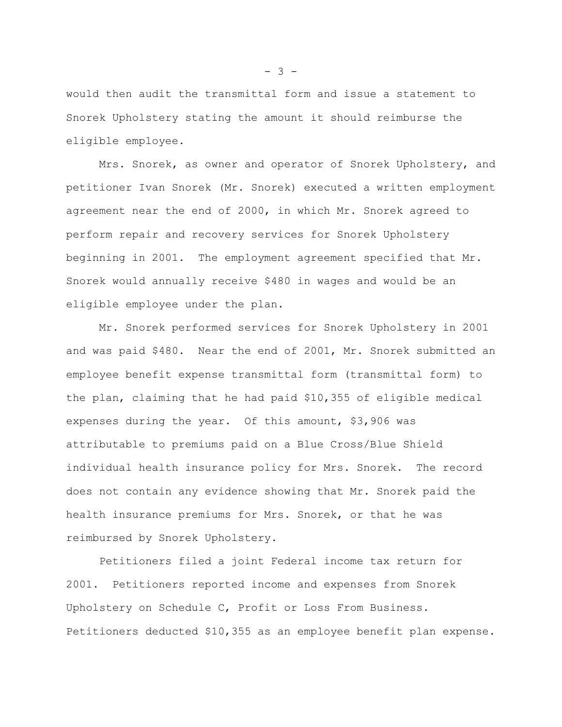would then audit the transmittal form and issue a statement to Snorek Upholstery stating the amount it should reimburse the eligible employee.

Mrs. Snorek, as owner and operator of Snorek Upholstery, and petitioner Ivan Snorek (Mr. Snorek) executed a written employment agreement near the end of 2000, in which Mr. Snorek agreed to perform repair and recovery services for Snorek Upholstery beginning in 2001. The employment agreement specified that Mr. Snorek would annually receive $480 in wages and would be an eligible employee under the plan.

Mr. Snorek performed services for Snorek Upholstery in 2001 and was paid $480. Near the end of 2001, Mr. Snorek submitted an employee benefit expense transmittal form (transmittal form) to the plan, claiming that he had paid $10,355 of eligible medical expenses during the year. Of this amount, $3,906 was attributable to premiums paid on a Blue Cross/Blue Shield individual health insurance policy for Mrs. Snorek. The record does not contain any evidence showing that Mr. Snorek paid the health insurance premiums for Mrs. Snorek, or that he was reimbursed by Snorek Upholstery.

Petitioners filed a joint Federal income tax return for 2001. Petitioners reported income and expenses from Snorek Upholstery on Schedule C, Profit or Loss From Business. Petitioners deducted $10,355 as an employee benefit plan expense.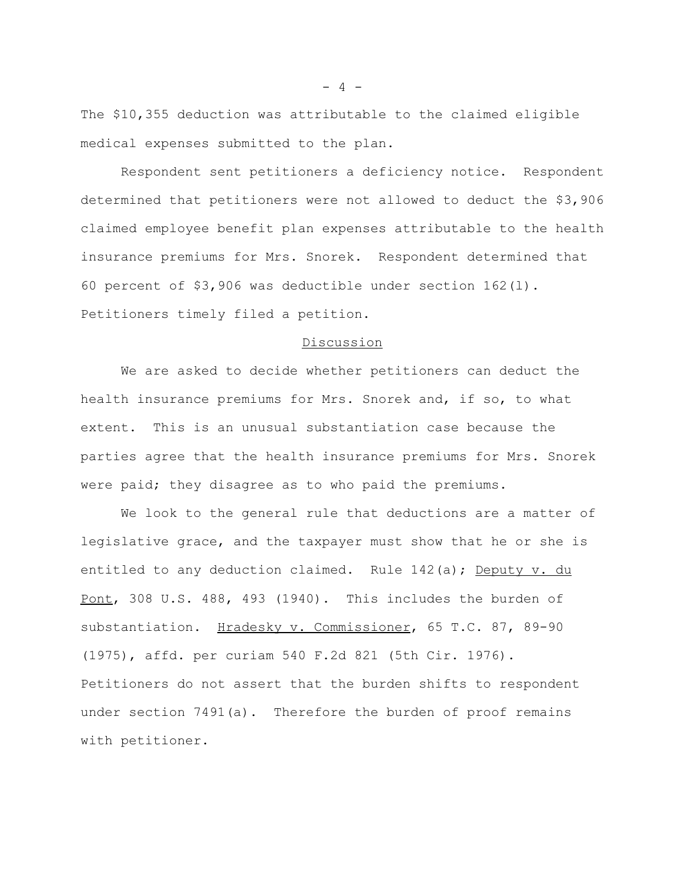The $10,355 deduction was attributable to the claimed eligible medical expenses submitted to the plan.

Respondent sent petitioners a deficiency notice. Respondent determined that petitioners were not allowed to deduct the $3,906 claimed employee benefit plan expenses attributable to the health insurance premiums for Mrs. Snorek. Respondent determined that 60 percent of $3,906 was deductible under section 162(l). Petitioners timely filed a petition.

## Discussion

We are asked to decide whether petitioners can deduct the health insurance premiums for Mrs. Snorek and, if so, to what extent. This is an unusual substantiation case because the parties agree that the health insurance premiums for Mrs. Snorek were paid; they disagree as to who paid the premiums.

We look to the general rule that deductions are a matter of legislative grace, and the taxpayer must show that he or she is entitled to any deduction claimed. Rule 142(a); Deputy v. du Pont, 308 U.S. 488, 493 (1940). This includes the burden of substantiation. Hradesky v. Commissioner, 65 T.C. 87, 89-90 (1975), affd. per curiam 540 F.2d 821 (5th Cir. 1976). Petitioners do not assert that the burden shifts to respondent under section 7491(a). Therefore the burden of proof remains with petitioner.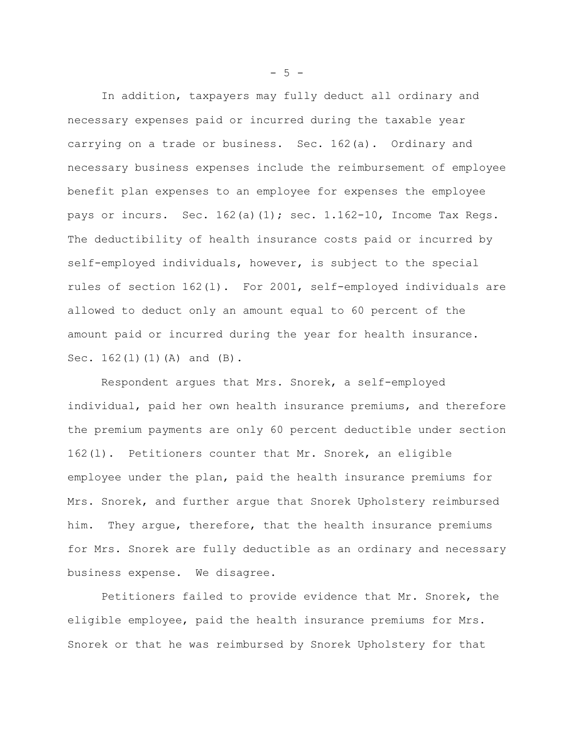In addition, taxpayers may fully deduct all ordinary and necessary expenses paid or incurred during the taxable year carrying on a trade or business. Sec. 162(a). Ordinary and necessary business expenses include the reimbursement of employee benefit plan expenses to an employee for expenses the employee pays or incurs. Sec. 162(a)(1); sec. 1.162-10, Income Tax Regs. The deductibility of health insurance costs paid or incurred by self-employed individuals, however, is subject to the special rules of section 162(l). For 2001, self-employed individuals are allowed to deduct only an amount equal to 60 percent of the amount paid or incurred during the year for health insurance. Sec. 162(l)(1)(A) and (B).

Respondent argues that Mrs. Snorek, a self-employed individual, paid her own health insurance premiums, and therefore the premium payments are only 60 percent deductible under section 162(l). Petitioners counter that Mr. Snorek, an eligible employee under the plan, paid the health insurance premiums for Mrs. Snorek, and further argue that Snorek Upholstery reimbursed him. They argue, therefore, that the health insurance premiums for Mrs. Snorek are fully deductible as an ordinary and necessary business expense. We disagree.

Petitioners failed to provide evidence that Mr. Snorek, the eligible employee, paid the health insurance premiums for Mrs. Snorek or that he was reimbursed by Snorek Upholstery for that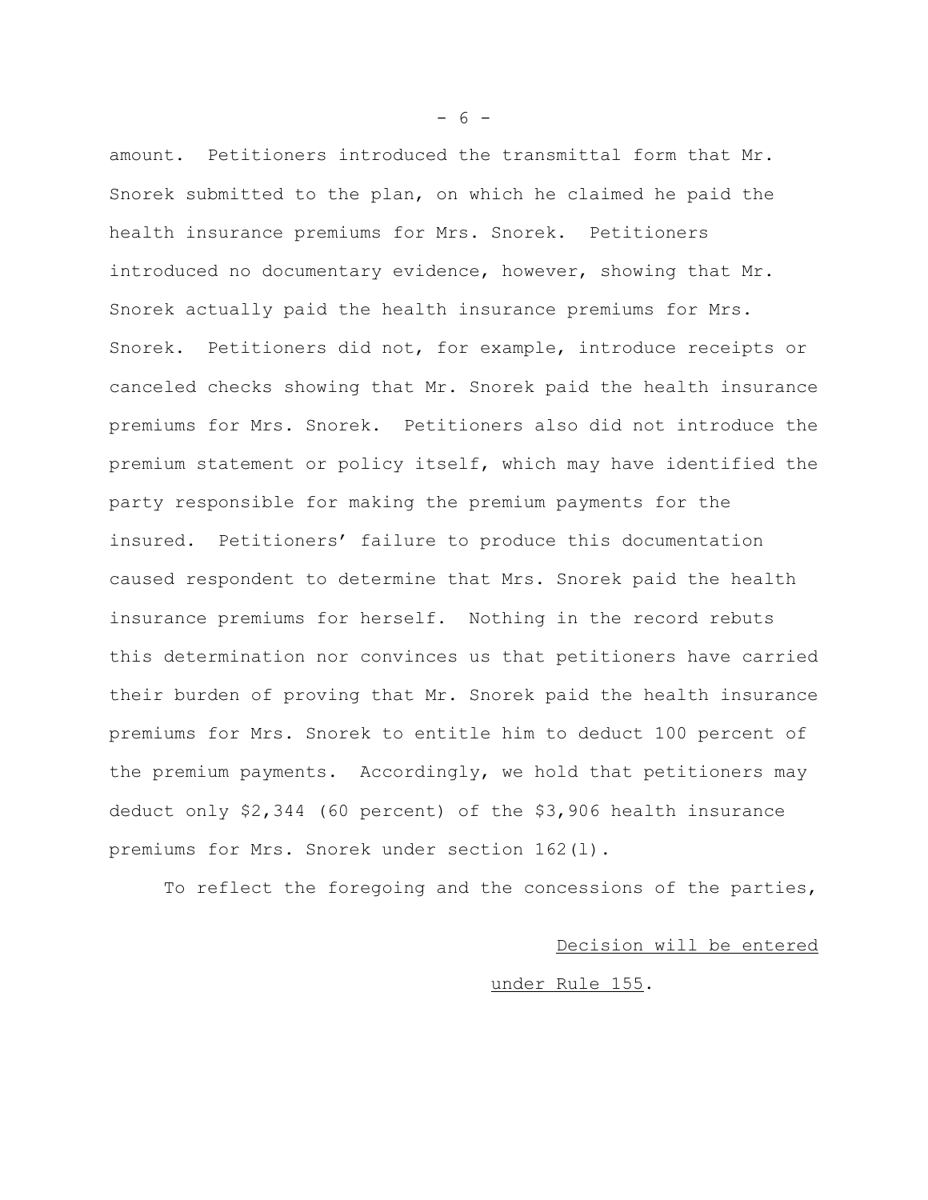amount. Petitioners introduced the transmittal form that Mr. Snorek submitted to the plan, on which he claimed he paid the health insurance premiums for Mrs. Snorek. Petitioners introduced no documentary evidence, however, showing that Mr. Snorek actually paid the health insurance premiums for Mrs. Snorek. Petitioners did not, for example, introduce receipts or canceled checks showing that Mr. Snorek paid the health insurance premiums for Mrs. Snorek. Petitioners also did not introduce the premium statement or policy itself, which may have identified the party responsible for making the premium payments for the insured. Petitioners' failure to produce this documentation caused respondent to determine that Mrs. Snorek paid the health insurance premiums for herself. Nothing in the record rebuts this determination nor convinces us that petitioners have carried their burden of proving that Mr. Snorek paid the health insurance premiums for Mrs. Snorek to entitle him to deduct 100 percent of the premium payments. Accordingly, we hold that petitioners may deduct only $2,344 (60 percent) of the $3,906 health insurance premiums for Mrs. Snorek under section 162(l).

To reflect the foregoing and the concessions of the parties,

Decision will be entered under Rule 155.